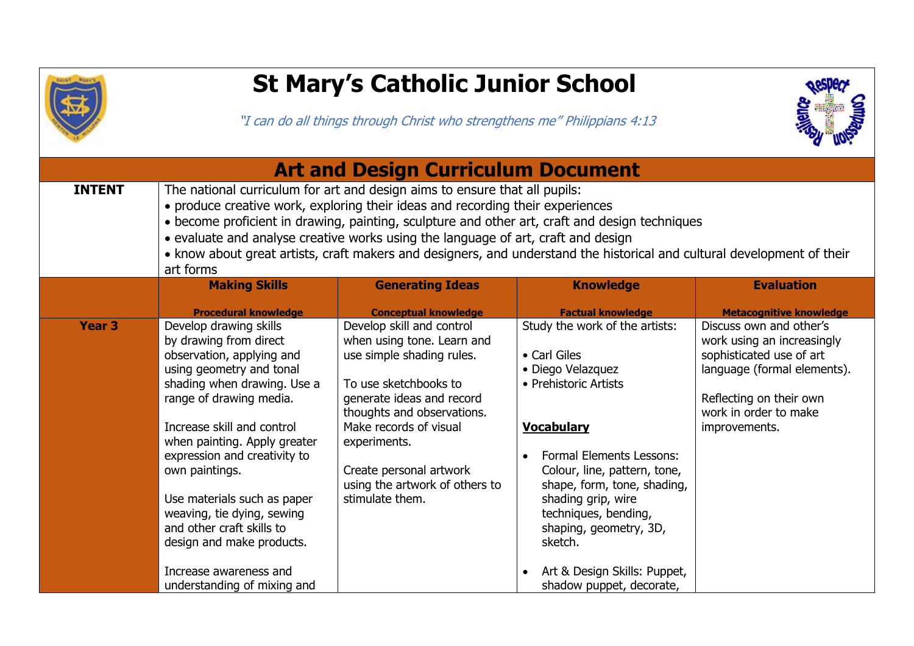# St Mary's Catholic Junior School

*"I can do all things through Christ who strengthens me" Philippians 4:13*

## Art and Design Curriculum Document

| | | | | |
|---|---|---|---|---|
| **INTENT** | The national curriculum for art and design aims to ensure that all pupils:<br>• produce creative work, exploring their ideas and recording their experiences<br>• become proficient in drawing, painting, sculpture and other art, craft and design techniques<br>• evaluate and analyse creative works using the language of art, craft and design<br>• know about great artists, craft makers and designers, and understand the historical and cultural development of their art forms | | | |
| | **Making Skills**<br><br>**Procedural knowledge** | **Generating Ideas**<br><br>**Conceptual knowledge** | **Knowledge**<br><br>**Factual knowledge** | **Evaluation**<br><br>**Metacognitive knowledge** |
| **Year 3** | Develop drawing skills by drawing from direct observation, applying and using geometry and tonal shading when drawing. Use a range of drawing media.<br><br>Increase skill and control when painting. Apply greater expression and creativity to own paintings.<br><br>Use materials such as paper weaving, tie dying, sewing and other craft skills to design and make products.<br><br>Increase awareness and understanding of mixing and | Develop skill and control when using tone. Learn and use simple shading rules.<br><br>To use sketchbooks to generate ideas and record thoughts and observations. Make records of visual experiments.<br><br>Create personal artwork using the artwork of others to stimulate them. | Study the work of the artists:<br><br>• Carl Giles<br>• Diego Velazquez<br>• Prehistoric Artists<br><br>**Vocabulary**<br><br>• Formal Elements Lessons: Colour, line, pattern, tone, shape, form, tone, shading, shading grip, wire techniques, bending, shaping, geometry, 3D, sketch.<br><br>• Art & Design Skills: Puppet, shadow puppet, decorate, | Discuss own and other's work using an increasingly sophisticated use of art language (formal elements).<br><br>Reflecting on their own work in order to make improvements. |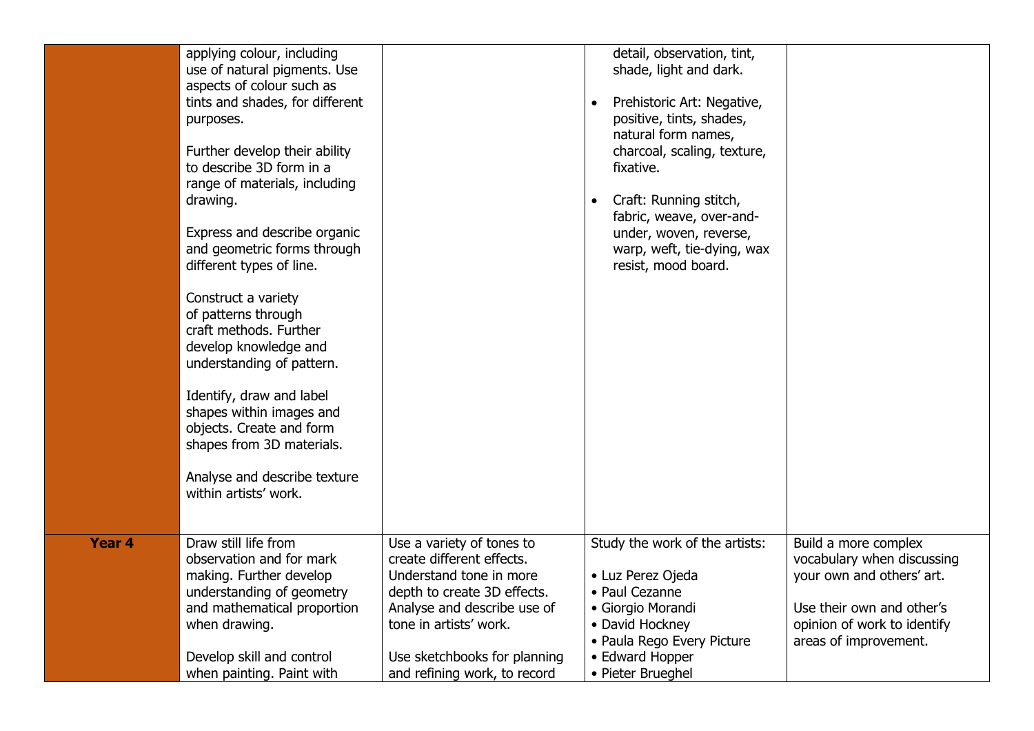| | | | | |
|---|---|---|---|---|
| | applying colour, including use of natural pigments. Use aspects of colour such as tints and shades, for different purposes.<br><br>Further develop their ability to describe 3D form in a range of materials, including drawing.<br><br>Express and describe organic and geometric forms through different types of line.<br><br>Construct a variety of patterns through craft methods. Further develop knowledge and understanding of pattern.<br><br>Identify, draw and label shapes within images and objects. Create and form shapes from 3D materials.<br><br>Analyse and describe texture within artists' work. | | detail, observation, tint, shade, light and dark.<br><br>• Prehistoric Art: Negative, positive, tints, shades, natural form names, charcoal, scaling, texture, fixative.<br><br>• Craft: Running stitch, fabric, weave, over-and-under, woven, reverse, warp, weft, tie-dying, wax resist, mood board. | |
| **Year 4** | Draw still life from observation and for mark making. Further develop understanding of geometry and mathematical proportion when drawing.<br><br>Develop skill and control when painting. Paint with | Use a variety of tones to create different effects. Understand tone in more depth to create 3D effects. Analyse and describe use of tone in artists' work.<br><br>Use sketchbooks for planning and refining work, to record | Study the work of the artists:<br><br>• Luz Perez Ojeda<br>• Paul Cezanne<br>• Giorgio Morandi<br>• David Hockney<br>• Paula Rego Every Picture<br>• Edward Hopper<br>• Pieter Brueghel | Build a more complex vocabulary when discussing your own and others' art.<br><br>Use their own and other's opinion of work to identify areas of improvement. |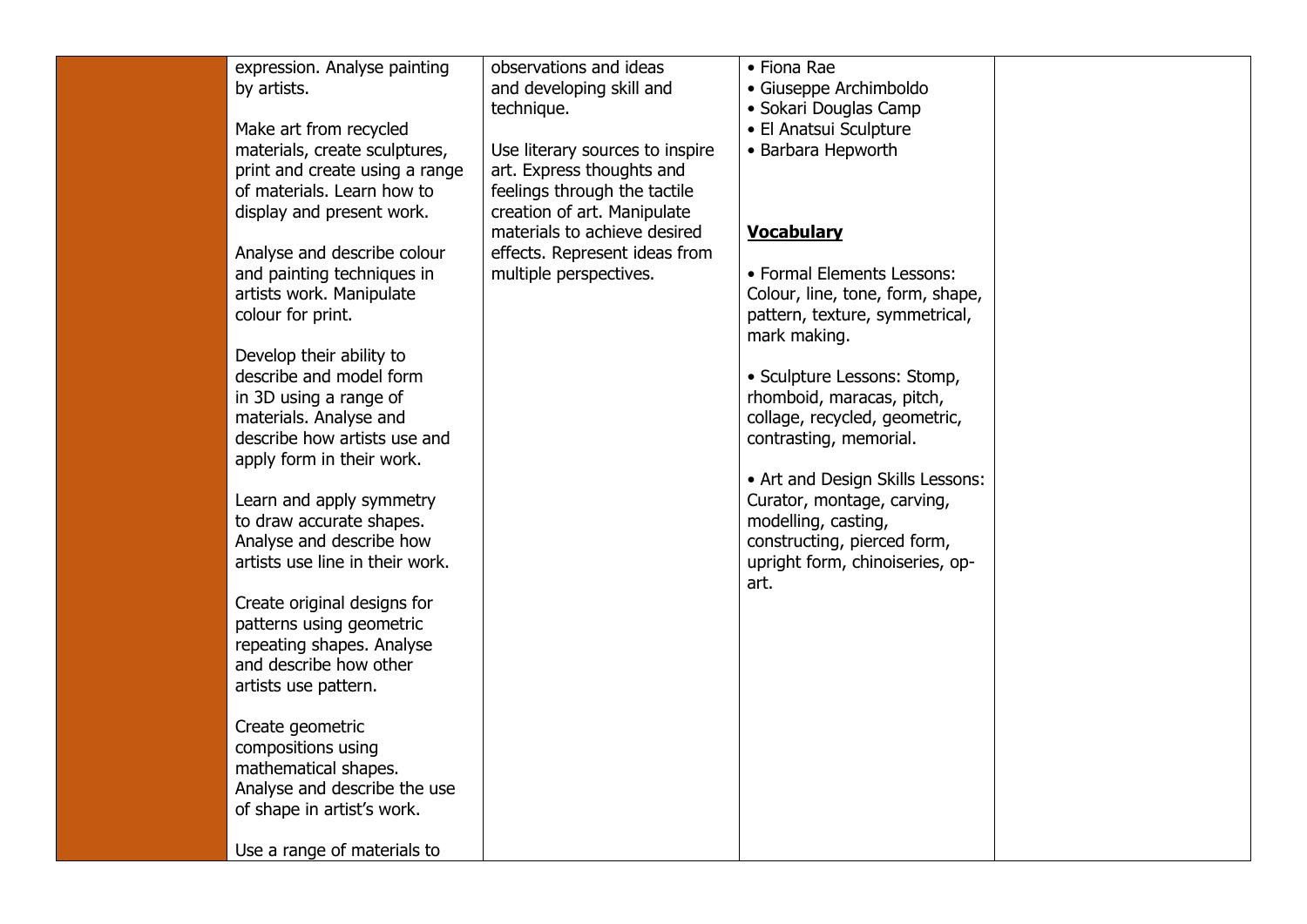| | | | | |
|---|---|---|---|---|
| | expression. Analyse painting by artists.<br><br>Make art from recycled materials, create sculptures, print and create using a range of materials. Learn how to display and present work.<br><br>Analyse and describe colour and painting techniques in artists work. Manipulate colour for print.<br><br>Develop their ability to describe and model form in 3D using a range of materials. Analyse and describe how artists use and apply form in their work.<br><br>Learn and apply symmetry to draw accurate shapes. Analyse and describe how artists use line in their work.<br><br>Create original designs for patterns using geometric repeating shapes. Analyse and describe how other artists use pattern.<br><br>Create geometric compositions using mathematical shapes. Analyse and describe the use of shape in artist's work.<br><br>Use a range of materials to | observations and ideas and developing skill and technique.<br><br>Use literary sources to inspire art. Express thoughts and feelings through the tactile creation of art. Manipulate materials to achieve desired effects. Represent ideas from multiple perspectives. | • Fiona Rae<br>• Giuseppe Archimboldo<br>• Sokari Douglas Camp<br>• El Anatsui Sculpture<br>• Barbara Hepworth<br><br>**Vocabulary**<br><br>• Formal Elements Lessons: Colour, line, tone, form, shape, pattern, texture, symmetrical, mark making.<br><br>• Sculpture Lessons: Stomp, rhomboid, maracas, pitch, collage, recycled, geometric, contrasting, memorial.<br><br>• Art and Design Skills Lessons: Curator, montage, carving, modelling, casting, constructing, pierced form, upright form, chinoiseries, op-art. | |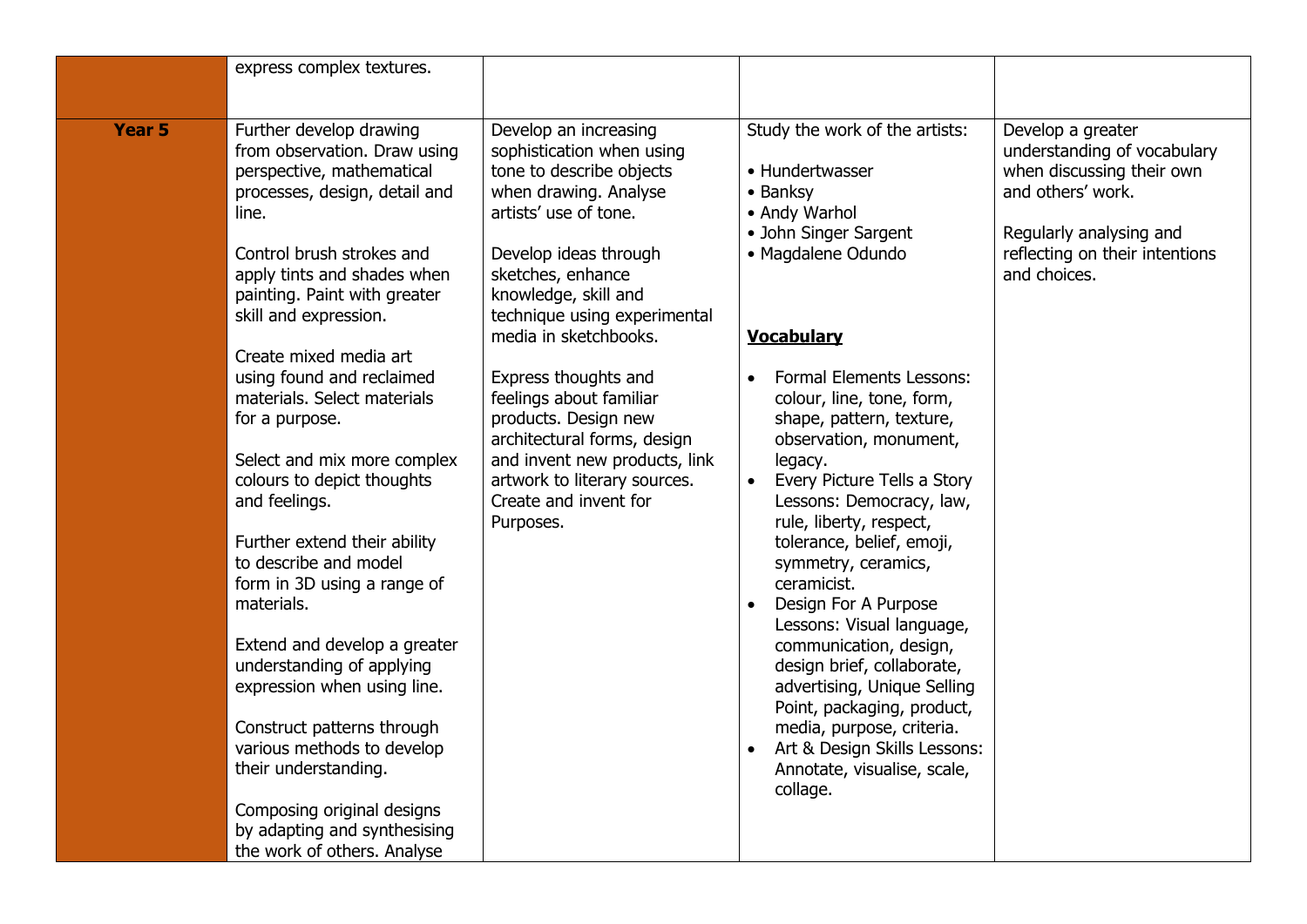| | | | | |
|---|---|---|---|---|
| | express complex textures. | | | |
| **Year 5** | Further develop drawing from observation. Draw using perspective, mathematical processes, design, detail and line.<br><br>Control brush strokes and apply tints and shades when painting. Paint with greater skill and expression.<br><br>Create mixed media art using found and reclaimed materials. Select materials for a purpose.<br><br>Select and mix more complex colours to depict thoughts and feelings.<br><br>Further extend their ability to describe and model form in 3D using a range of materials.<br><br>Extend and develop a greater understanding of applying expression when using line.<br><br>Construct patterns through various methods to develop their understanding.<br><br>Composing original designs by adapting and synthesising the work of others. Analyse | Develop an increasing sophistication when using tone to describe objects when drawing. Analyse artists' use of tone.<br><br>Develop ideas through sketches, enhance knowledge, skill and technique using experimental media in sketchbooks.<br><br>Express thoughts and feelings about familiar products. Design new architectural forms, design and invent new products, link artwork to literary sources. Create and invent for Purposes. | Study the work of the artists:<br><br>• Hundertwasser<br>• Banksy<br>• Andy Warhol<br>• John Singer Sargent<br>• Magdalene Odundo<br><br>**Vocabulary**<br><br>• Formal Elements Lessons: colour, line, tone, form, shape, pattern, texture, observation, monument, legacy.<br>• Every Picture Tells a Story Lessons: Democracy, law, rule, liberty, respect, tolerance, belief, emoji, symmetry, ceramics, ceramicist.<br>• Design For A Purpose Lessons: Visual language, communication, design, design brief, collaborate, advertising, Unique Selling Point, packaging, product, media, purpose, criteria.<br>• Art & Design Skills Lessons: Annotate, visualise, scale, collage. | Develop a greater understanding of vocabulary when discussing their own and others' work.<br><br>Regularly analysing and reflecting on their intentions and choices. |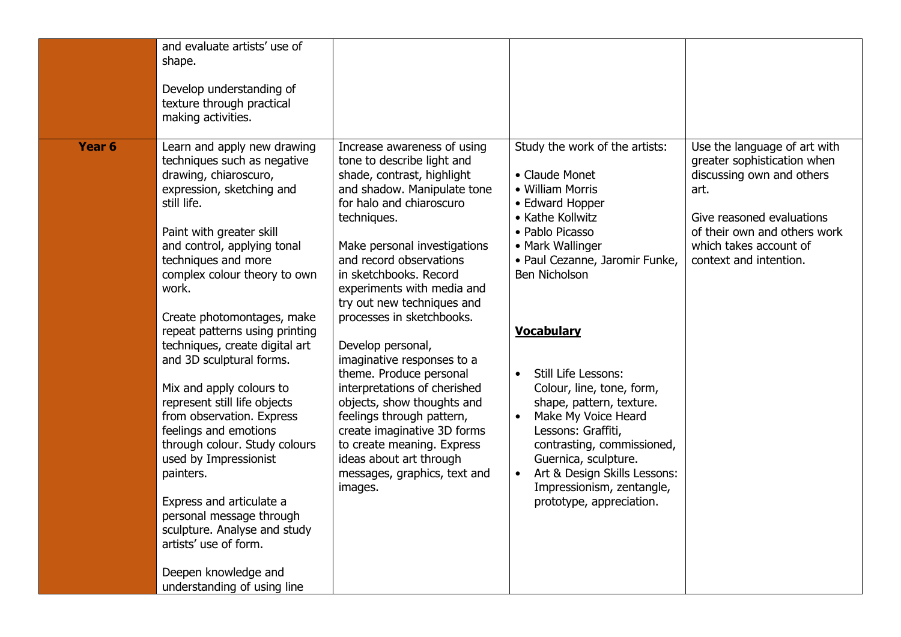|  |  |  |  |  |
|---|---|---|---|---|
|  | and evaluate artists' use of shape.<br><br>Develop understanding of texture through practical making activities. |  |  |  |
| **Year 6** | Learn and apply new drawing techniques such as negative drawing, chiaroscuro, expression, sketching and still life.<br><br>Paint with greater skill and control, applying tonal techniques and more complex colour theory to own work.<br><br>Create photomontages, make repeat patterns using printing techniques, create digital art and 3D sculptural forms.<br><br>Mix and apply colours to represent still life objects from observation. Express feelings and emotions through colour. Study colours used by Impressionist painters.<br><br>Express and articulate a personal message through sculpture. Analyse and study artists' use of form.<br><br>Deepen knowledge and understanding of using line | Increase awareness of using tone to describe light and shade, contrast, highlight and shadow. Manipulate tone for halo and chiaroscuro techniques.<br><br>Make personal investigations and record observations in sketchbooks. Record experiments with media and try out new techniques and processes in sketchbooks.<br><br>Develop personal, imaginative responses to a theme. Produce personal interpretations of cherished objects, show thoughts and feelings through pattern, create imaginative 3D forms to create meaning. Express ideas about art through messages, graphics, text and images. | Study the work of the artists:<br><br>• Claude Monet<br>• William Morris<br>• Edward Hopper<br>• Kathe Kollwitz<br>• Pablo Picasso<br>• Mark Wallinger<br>• Paul Cezanne, Jaromir Funke, Ben Nicholson<br><br>**Vocabulary**<br><br>• Still Life Lessons: Colour, line, tone, form, shape, pattern, texture.<br>• Make My Voice Heard Lessons: Graffiti, contrasting, commissioned, Guernica, sculpture.<br>• Art & Design Skills Lessons: Impressionism, zentangle, prototype, appreciation. | Use the language of art with greater sophistication when discussing own and others art.<br><br>Give reasoned evaluations of their own and others work which takes account of context and intention. |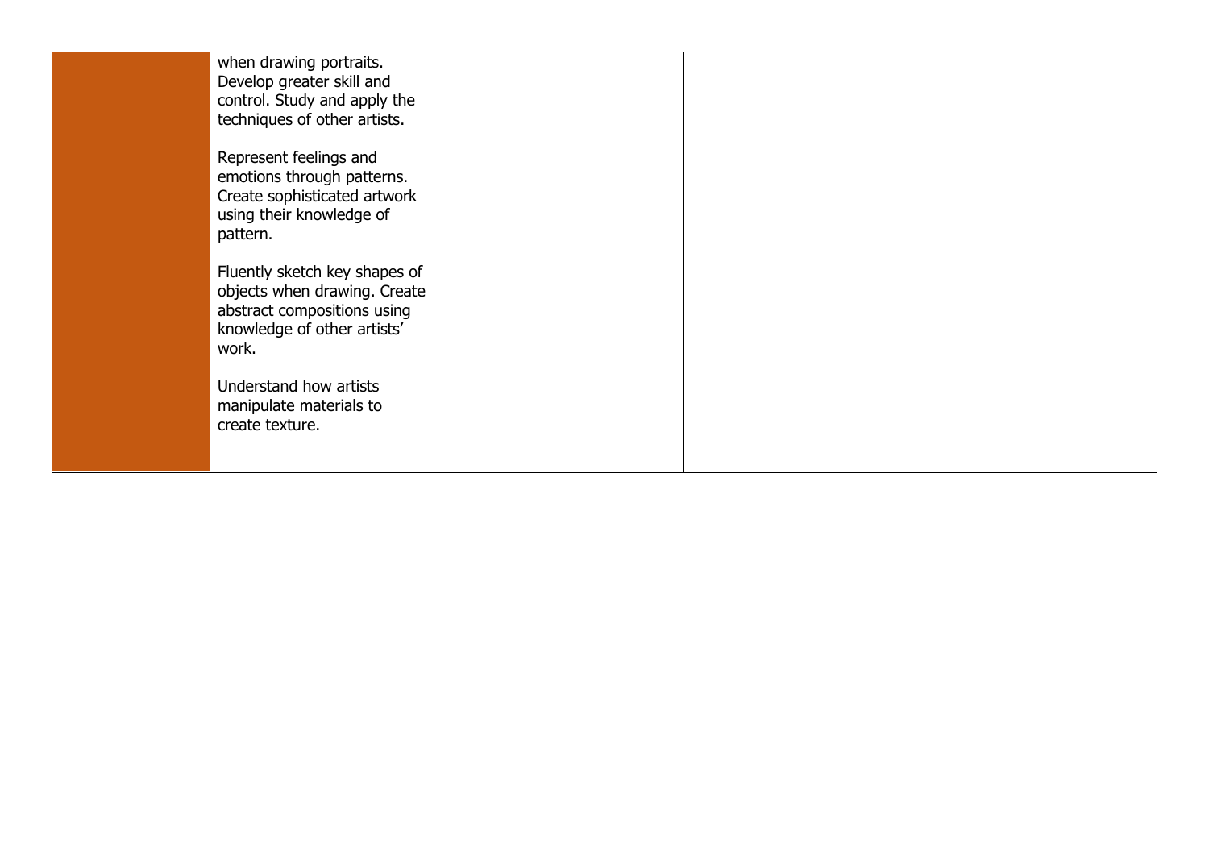| | | | | |
|---|---|---|---|---|
| | when drawing portraits. Develop greater skill and control. Study and apply the techniques of other artists.<br><br>Represent feelings and emotions through patterns. Create sophisticated artwork using their knowledge of pattern.<br><br>Fluently sketch key shapes of objects when drawing. Create abstract compositions using knowledge of other artists' work.<br><br>Understand how artists manipulate materials to create texture. | | | |